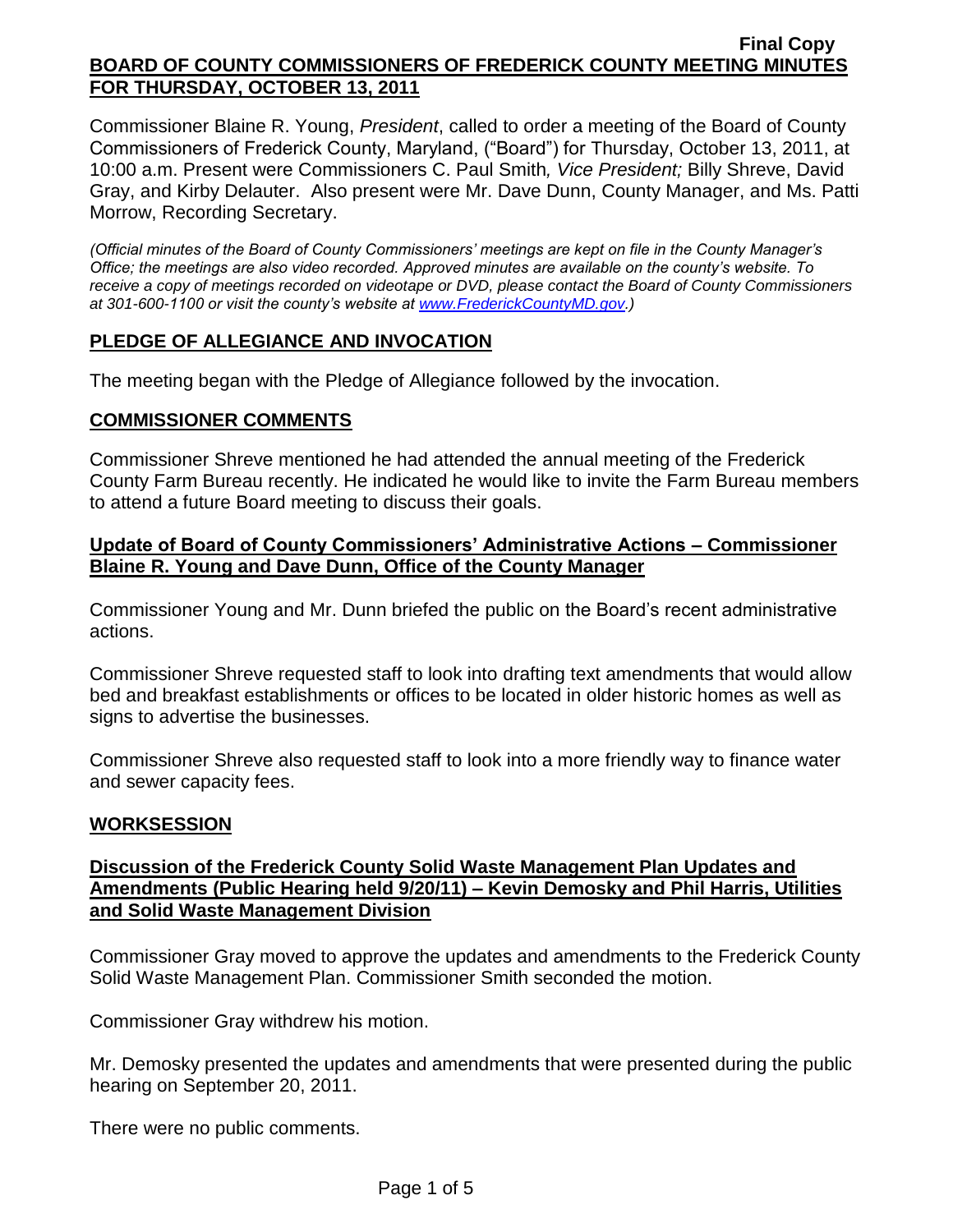**Final Copy**

# BOARD OF COUNTY COMMISSIONERS OF FREDERICK COUNTY MEETING MINUTES FOR THURSDAY, OCTOBER 13, 2011

Commissioner Blaine R. Young, *President*, called to order a meeting of the Board of County Commissioners of Frederick County, Maryland, ("Board") for Thursday, October 13, 2011, at 10:00 a.m. Present were Commissioners C. Paul Smith*, Vice President;* Billy Shreve, David Gray, and Kirby Delauter. Also present were Mr. Dave Dunn, County Manager, and Ms. Patti Morrow, Recording Secretary.

*(Official minutes of the Board of County Commissioners' meetings are kept on file in the County Manager's Office; the meetings are also video recorded. Approved minutes are available on the county's website. To receive a copy of meetings recorded on videotape or DVD, please contact the Board of County Commissioners at 301-600-1100 or visit the county's website at www.FrederickCountyMD.gov.)*

## PLEDGE OF ALLEGIANCE AND INVOCATION

The meeting began with the Pledge of Allegiance followed by the invocation.

## COMMISSIONER COMMENTS

Commissioner Shreve mentioned he had attended the annual meeting of the Frederick County Farm Bureau recently. He indicated he would like to invite the Farm Bureau members to attend a future Board meeting to discuss their goals.

### Update of Board of County Commissioners' Administrative Actions – Commissioner Blaine R. Young and Dave Dunn, Office of the County Manager

Commissioner Young and Mr. Dunn briefed the public on the Board's recent administrative actions.

Commissioner Shreve requested staff to look into drafting text amendments that would allow bed and breakfast establishments or offices to be located in older historic homes as well as signs to advertise the businesses.

Commissioner Shreve also requested staff to look into a more friendly way to finance water and sewer capacity fees.

## WORKSESSION

### Discussion of the Frederick County Solid Waste Management Plan Updates and Amendments (Public Hearing held 9/20/11) – Kevin Demosky and Phil Harris, Utilities and Solid Waste Management Division

Commissioner Gray moved to approve the updates and amendments to the Frederick County Solid Waste Management Plan. Commissioner Smith seconded the motion.

Commissioner Gray withdrew his motion.

Mr. Demosky presented the updates and amendments that were presented during the public hearing on September 20, 2011.

There were no public comments.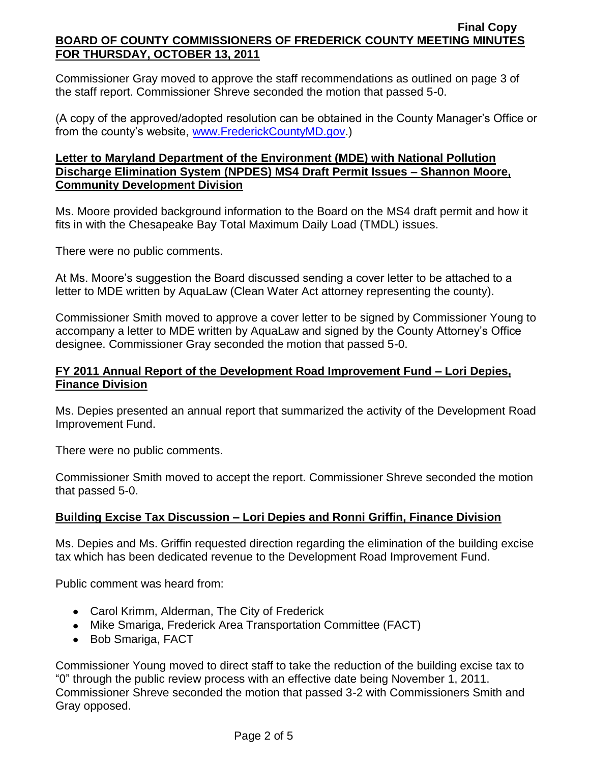Commissioner Gray moved to approve the staff recommendations as outlined on page 3 of the staff report. Commissioner Shreve seconded the motion that passed 5-0.

(A copy of the approved/adopted resolution can be obtained in the County Manager's Office or from the county's website, www.FrederickCountyMD.gov.)

**Letter to Maryland Department of the Environment (MDE) with National Pollution Discharge Elimination System (NPDES) MS4 Draft Permit Issues – Shannon Moore, Community Development Division**

Ms. Moore provided background information to the Board on the MS4 draft permit and how it fits in with the Chesapeake Bay Total Maximum Daily Load (TMDL) issues.

There were no public comments.

At Ms. Moore's suggestion the Board discussed sending a cover letter to be attached to a letter to MDE written by AquaLaw (Clean Water Act attorney representing the county).

Commissioner Smith moved to approve a cover letter to be signed by Commissioner Young to accompany a letter to MDE written by AquaLaw and signed by the County Attorney's Office designee. Commissioner Gray seconded the motion that passed 5-0.

**FY 2011 Annual Report of the Development Road Improvement Fund – Lori Depies, Finance Division**

Ms. Depies presented an annual report that summarized the activity of the Development Road Improvement Fund.

There were no public comments.

Commissioner Smith moved to accept the report. Commissioner Shreve seconded the motion that passed 5-0.

**Building Excise Tax Discussion – Lori Depies and Ronni Griffin, Finance Division**

Ms. Depies and Ms. Griffin requested direction regarding the elimination of the building excise tax which has been dedicated revenue to the Development Road Improvement Fund.

Public comment was heard from:

- Carol Krimm, Alderman, The City of Frederick
- Mike Smariga, Frederick Area Transportation Committee (FACT)
- Bob Smariga, FACT

Commissioner Young moved to direct staff to take the reduction of the building excise tax to "0" through the public review process with an effective date being November 1, 2011. Commissioner Shreve seconded the motion that passed 3-2 with Commissioners Smith and Gray opposed.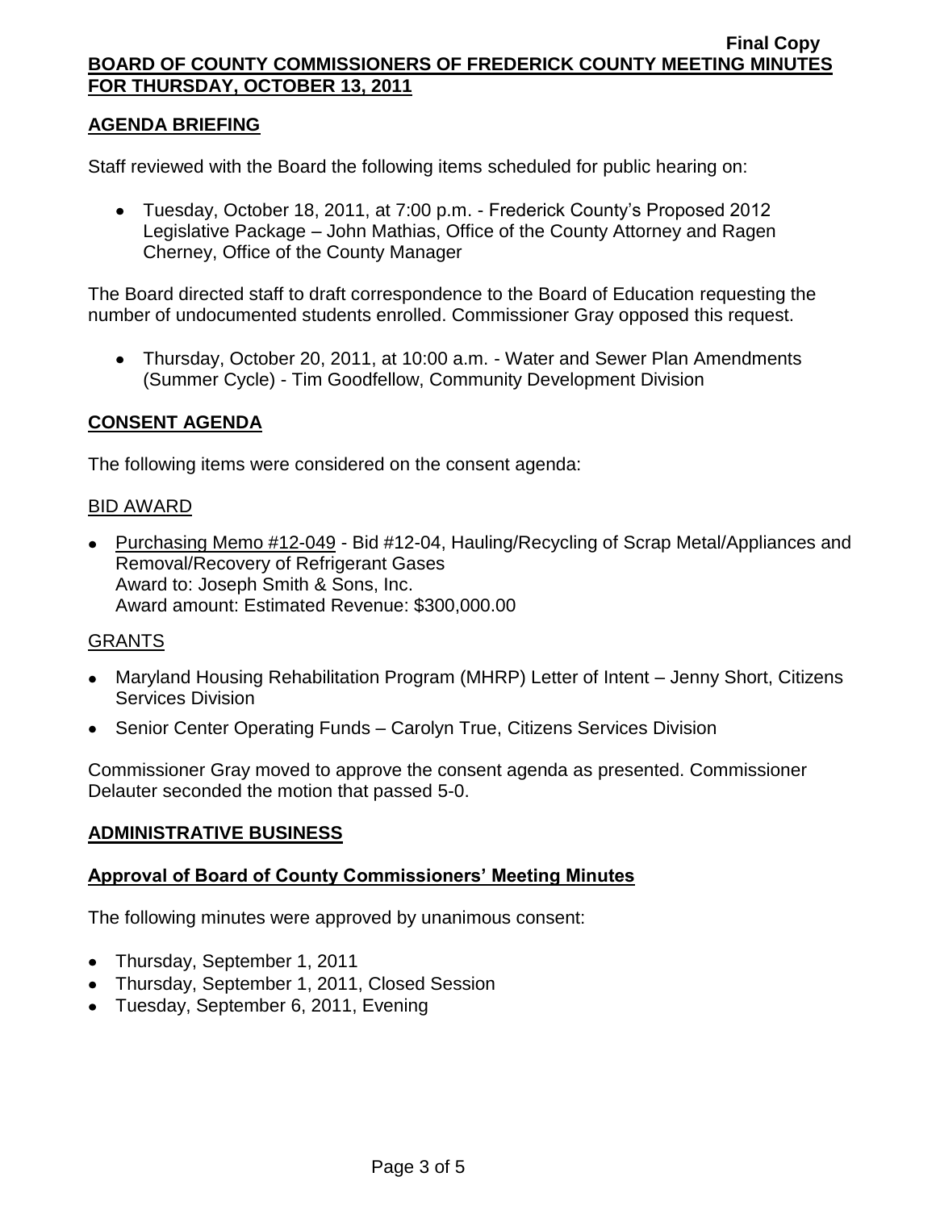## AGENDA BRIEFING

Staff reviewed with the Board the following items scheduled for public hearing on:

- Tuesday, October 18, 2011, at 7:00 p.m. - Frederick County's Proposed 2012 Legislative Package – John Mathias, Office of the County Attorney and Ragen Cherney, Office of the County Manager

The Board directed staff to draft correspondence to the Board of Education requesting the number of undocumented students enrolled. Commissioner Gray opposed this request.

- Thursday, October 20, 2011, at 10:00 a.m. - Water and Sewer Plan Amendments (Summer Cycle) - Tim Goodfellow, Community Development Division

## CONSENT AGENDA

The following items were considered on the consent agenda:

### BID AWARD

- Purchasing Memo #12-049 - Bid #12-04, Hauling/Recycling of Scrap Metal/Appliances and Removal/Recovery of Refrigerant Gases
  Award to: Joseph Smith & Sons, Inc.
  Award amount: Estimated Revenue: $300,000.00

### GRANTS

- Maryland Housing Rehabilitation Program (MHRP) Letter of Intent – Jenny Short, Citizens Services Division
- Senior Center Operating Funds – Carolyn True, Citizens Services Division

Commissioner Gray moved to approve the consent agenda as presented. Commissioner Delauter seconded the motion that passed 5-0.

## ADMINISTRATIVE BUSINESS

### Approval of Board of County Commissioners' Meeting Minutes

The following minutes were approved by unanimous consent:

- Thursday, September 1, 2011
- Thursday, September 1, 2011, Closed Session
- Tuesday, September 6, 2011, Evening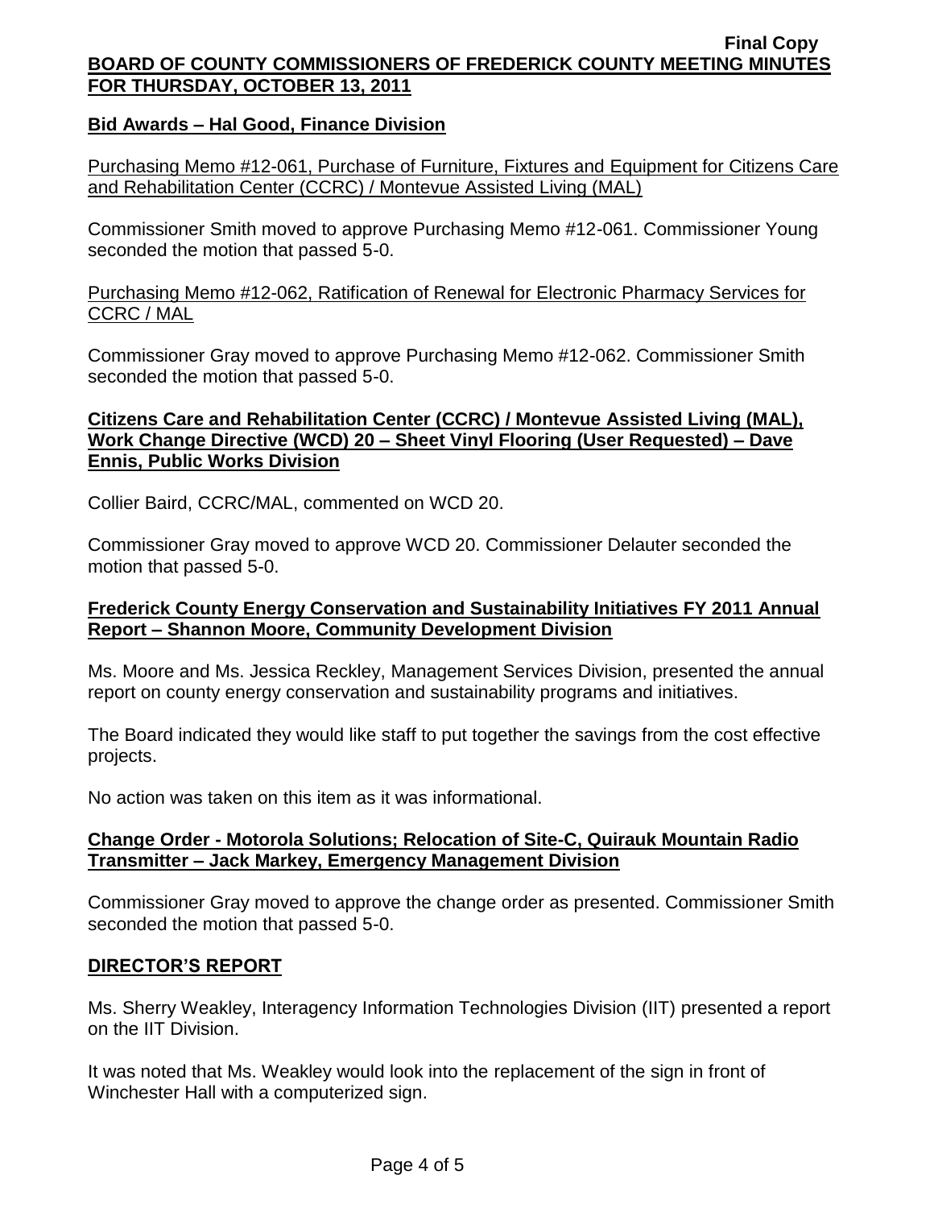**Bid Awards – Hal Good, Finance Division**

Purchasing Memo #12-061, Purchase of Furniture, Fixtures and Equipment for Citizens Care and Rehabilitation Center (CCRC) / Montevue Assisted Living (MAL)

Commissioner Smith moved to approve Purchasing Memo #12-061. Commissioner Young seconded the motion that passed 5-0.

Purchasing Memo #12-062, Ratification of Renewal for Electronic Pharmacy Services for CCRC / MAL

Commissioner Gray moved to approve Purchasing Memo #12-062. Commissioner Smith seconded the motion that passed 5-0.

**Citizens Care and Rehabilitation Center (CCRC) / Montevue Assisted Living (MAL), Work Change Directive (WCD) 20 – Sheet Vinyl Flooring (User Requested) – Dave Ennis, Public Works Division**

Collier Baird, CCRC/MAL, commented on WCD 20.

Commissioner Gray moved to approve WCD 20. Commissioner Delauter seconded the motion that passed 5-0.

**Frederick County Energy Conservation and Sustainability Initiatives FY 2011 Annual Report – Shannon Moore, Community Development Division**

Ms. Moore and Ms. Jessica Reckley, Management Services Division, presented the annual report on county energy conservation and sustainability programs and initiatives.

The Board indicated they would like staff to put together the savings from the cost effective projects.

No action was taken on this item as it was informational.

**Change Order - Motorola Solutions; Relocation of Site-C, Quirauk Mountain Radio Transmitter – Jack Markey, Emergency Management Division**

Commissioner Gray moved to approve the change order as presented. Commissioner Smith seconded the motion that passed 5-0.

**DIRECTOR'S REPORT**

Ms. Sherry Weakley, Interagency Information Technologies Division (IIT) presented a report on the IIT Division.

It was noted that Ms. Weakley would look into the replacement of the sign in front of Winchester Hall with a computerized sign.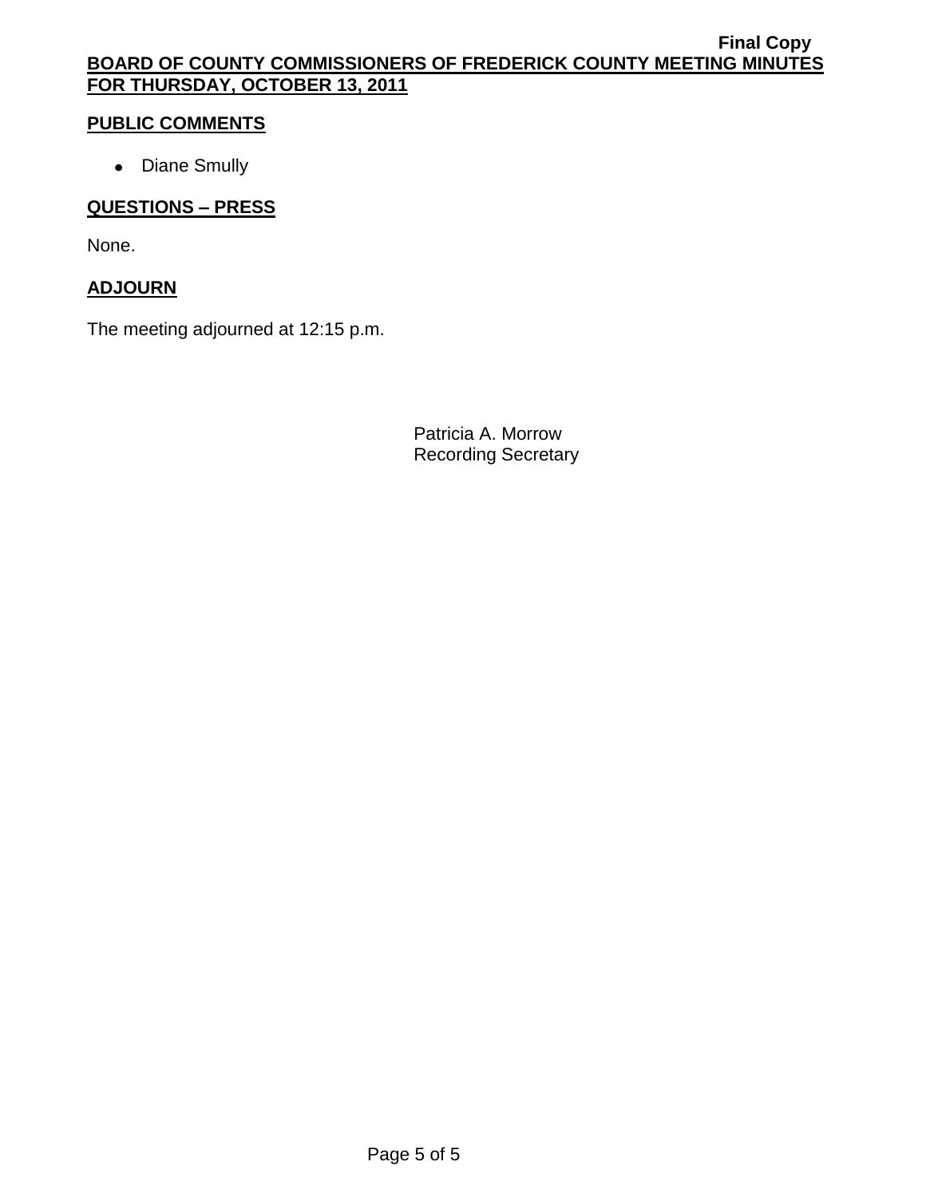## PUBLIC COMMENTS

- Diane Smully

## QUESTIONS – PRESS

None.

## ADJOURN

The meeting adjourned at 12:15 p.m.

Patricia A. Morrow
Recording Secretary